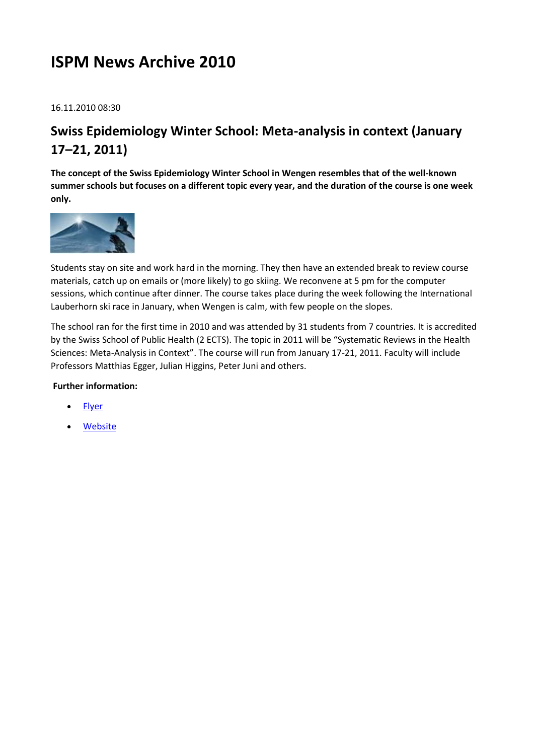# ISPM News Archive 2010

16.11.2010 08:30

## Swiss Epidemiology Winter School: Meta-analysis in context (January 17–21, 2011)

**The concept of the Swiss Epidemiology Winter School in Wengen resembles that of the well-known summer schools but focuses on a different topic every year, and the duration of the course is one week only.**

Students stay on site and work hard in the morning. They then have an extended break to review course materials, catch up on emails or (more likely) to go skiing. We reconvene at 5 pm for the computer sessions, which continue after dinner. The course takes place during the week following the International Lauberhorn ski race in January, when Wengen is calm, with few people on the slopes.

The school ran for the first time in 2010 and was attended by 31 students from 7 countries. It is accredited by the Swiss School of Public Health (2 ECTS). The topic in 2011 will be “Systematic Reviews in the Health Sciences: Meta-Analysis in Context”. The course will run from January 17-21, 2011. Faculty will include Professors Matthias Egger, Julian Higgins, Peter Juni and others.

**Further information:**

- Flyer
- Website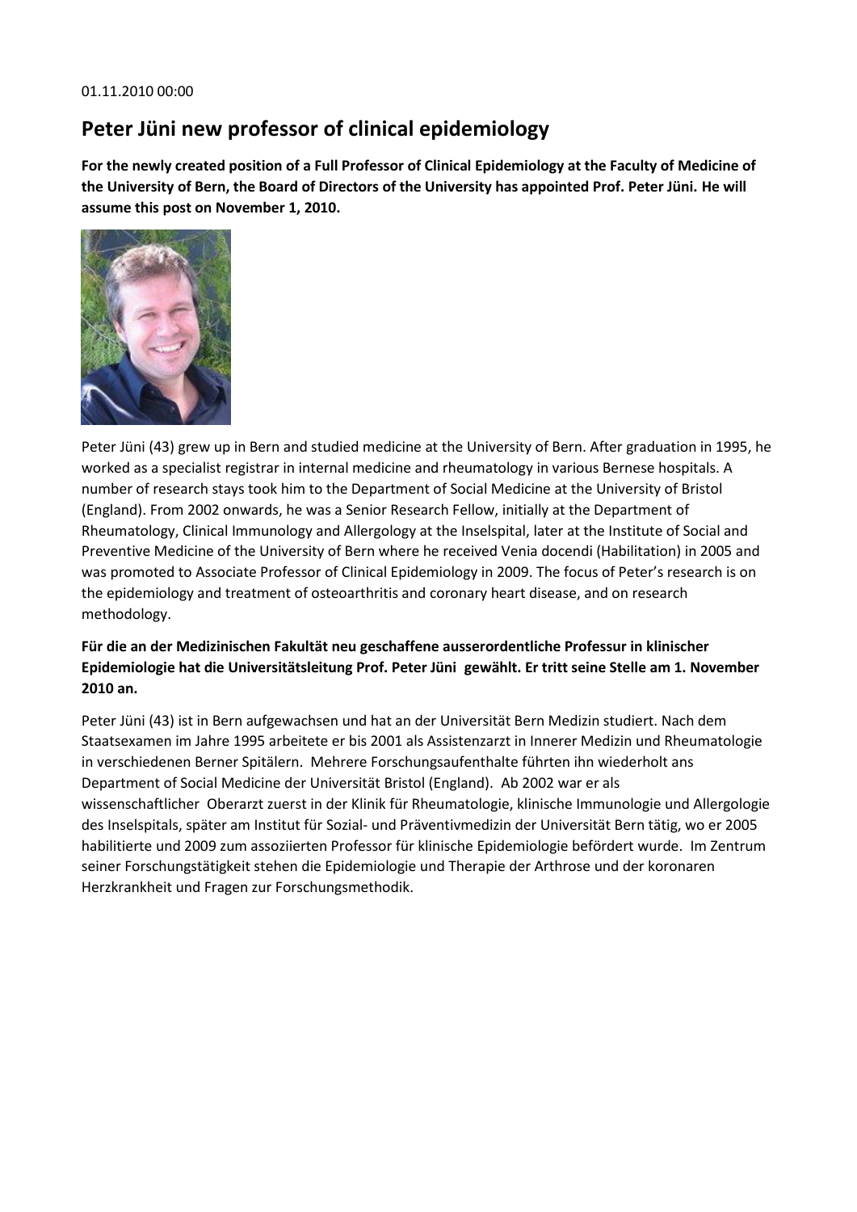01.11.2010 00:00

## Peter Jüni new professor of clinical epidemiology

**For the newly created position of a Full Professor of Clinical Epidemiology at the Faculty of Medicine of the University of Bern, the Board of Directors of the University has appointed Prof. Peter Jüni. He will assume this post on November 1, 2010.**

Peter Jüni (43) grew up in Bern and studied medicine at the University of Bern. After graduation in 1995, he worked as a specialist registrar in internal medicine and rheumatology in various Bernese hospitals. A number of research stays took him to the Department of Social Medicine at the University of Bristol (England). From 2002 onwards, he was a Senior Research Fellow, initially at the Department of Rheumatology, Clinical Immunology and Allergology at the Inselspital, later at the Institute of Social and Preventive Medicine of the University of Bern where he received Venia docendi (Habilitation) in 2005 and was promoted to Associate Professor of Clinical Epidemiology in 2009. The focus of Peter's research is on the epidemiology and treatment of osteoarthritis and coronary heart disease, and on research methodology.

**Für die an der Medizinischen Fakultät neu geschaffene ausserordentliche Professur in klinischer Epidemiologie hat die Universitätsleitung Prof. Peter Jüni gewählt. Er tritt seine Stelle am 1. November 2010 an.**

Peter Jüni (43) ist in Bern aufgewachsen und hat an der Universität Bern Medizin studiert. Nach dem Staatsexamen im Jahre 1995 arbeitete er bis 2001 als Assistenzarzt in Innerer Medizin und Rheumatologie in verschiedenen Berner Spitälern. Mehrere Forschungsaufenthalte führten ihn wiederholt ans Department of Social Medicine der Universität Bristol (England). Ab 2002 war er als wissenschaftlicher Oberarzt zuerst in der Klinik für Rheumatologie, klinische Immunologie und Allergologie des Inselspitals, später am Institut für Sozial- und Präventivmedizin der Universität Bern tätig, wo er 2005 habilitierte und 2009 zum assoziierten Professor für klinische Epidemiologie befördert wurde. Im Zentrum seiner Forschungstätigkeit stehen die Epidemiologie und Therapie der Arthrose und der koronaren Herzkrankheit und Fragen zur Forschungsmethodik.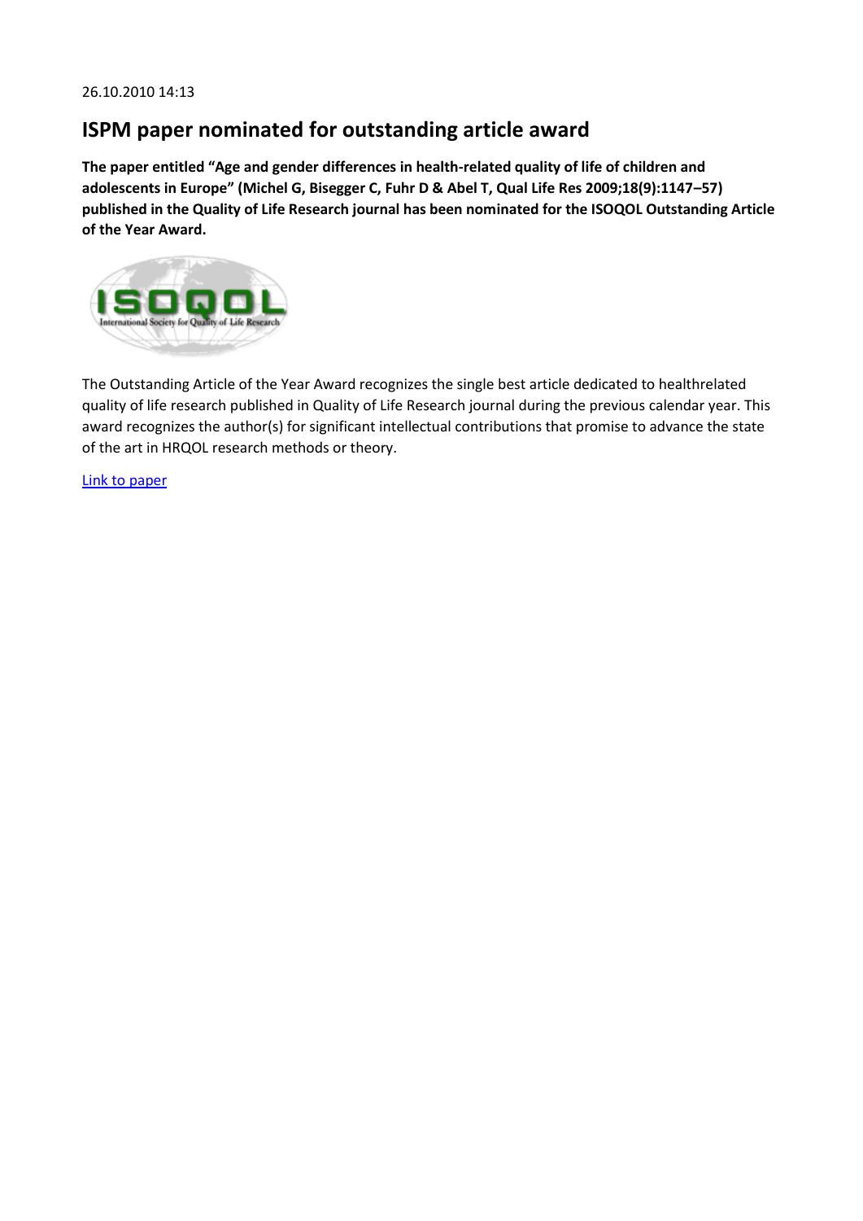26.10.2010 14:13

## ISPM paper nominated for outstanding article award

**The paper entitled "Age and gender differences in health-related quality of life of children and adolescents in Europe" (Michel G, Bisegger C, Fuhr D & Abel T, Qual Life Res 2009;18(9):1147–57) published in the Quality of Life Research journal has been nominated for the ISOQOL Outstanding Article of the Year Award.**

The Outstanding Article of the Year Award recognizes the single best article dedicated to healthrelated quality of life research published in Quality of Life Research journal during the previous calendar year. This award recognizes the author(s) for significant intellectual contributions that promise to advance the state of the art in HRQOL research methods or theory.

Link to paper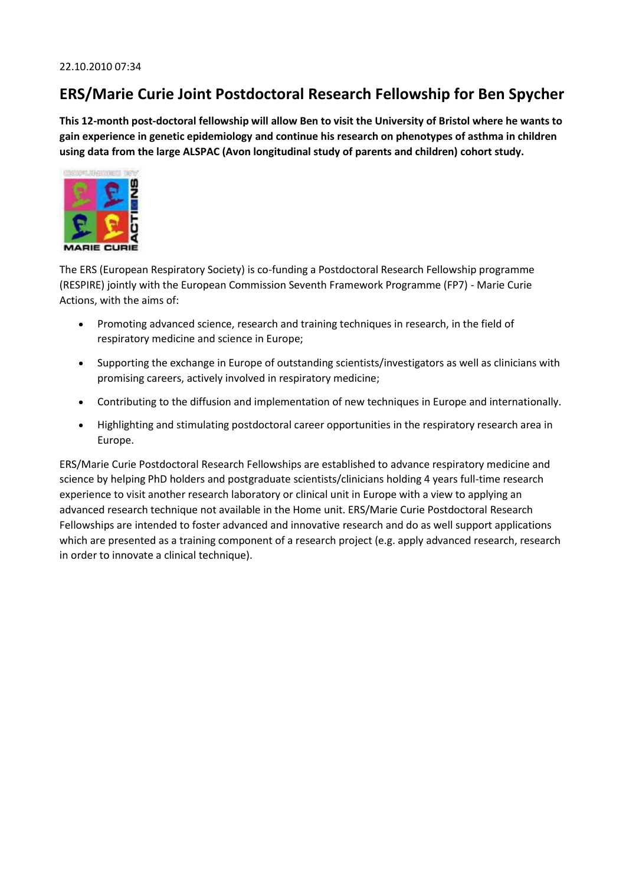22.10.2010 07:34

## ERS/Marie Curie Joint Postdoctoral Research Fellowship for Ben Spycher

**This 12-month post-doctoral fellowship will allow Ben to visit the University of Bristol where he wants to gain experience in genetic epidemiology and continue his research on phenotypes of asthma in children using data from the large ALSPAC (Avon longitudinal study of parents and children) cohort study.**

The ERS (European Respiratory Society) is co-funding a Postdoctoral Research Fellowship programme (RESPIRE) jointly with the European Commission Seventh Framework Programme (FP7) - Marie Curie Actions, with the aims of:

- Promoting advanced science, research and training techniques in research, in the field of respiratory medicine and science in Europe;
- Supporting the exchange in Europe of outstanding scientists/investigators as well as clinicians with promising careers, actively involved in respiratory medicine;
- Contributing to the diffusion and implementation of new techniques in Europe and internationally.
- Highlighting and stimulating postdoctoral career opportunities in the respiratory research area in Europe.

ERS/Marie Curie Postdoctoral Research Fellowships are established to advance respiratory medicine and science by helping PhD holders and postgraduate scientists/clinicians holding 4 years full-time research experience to visit another research laboratory or clinical unit in Europe with a view to applying an advanced research technique not available in the Home unit. ERS/Marie Curie Postdoctoral Research Fellowships are intended to foster advanced and innovative research and do as well support applications which are presented as a training component of a research project (e.g. apply advanced research, research in order to innovate a clinical technique).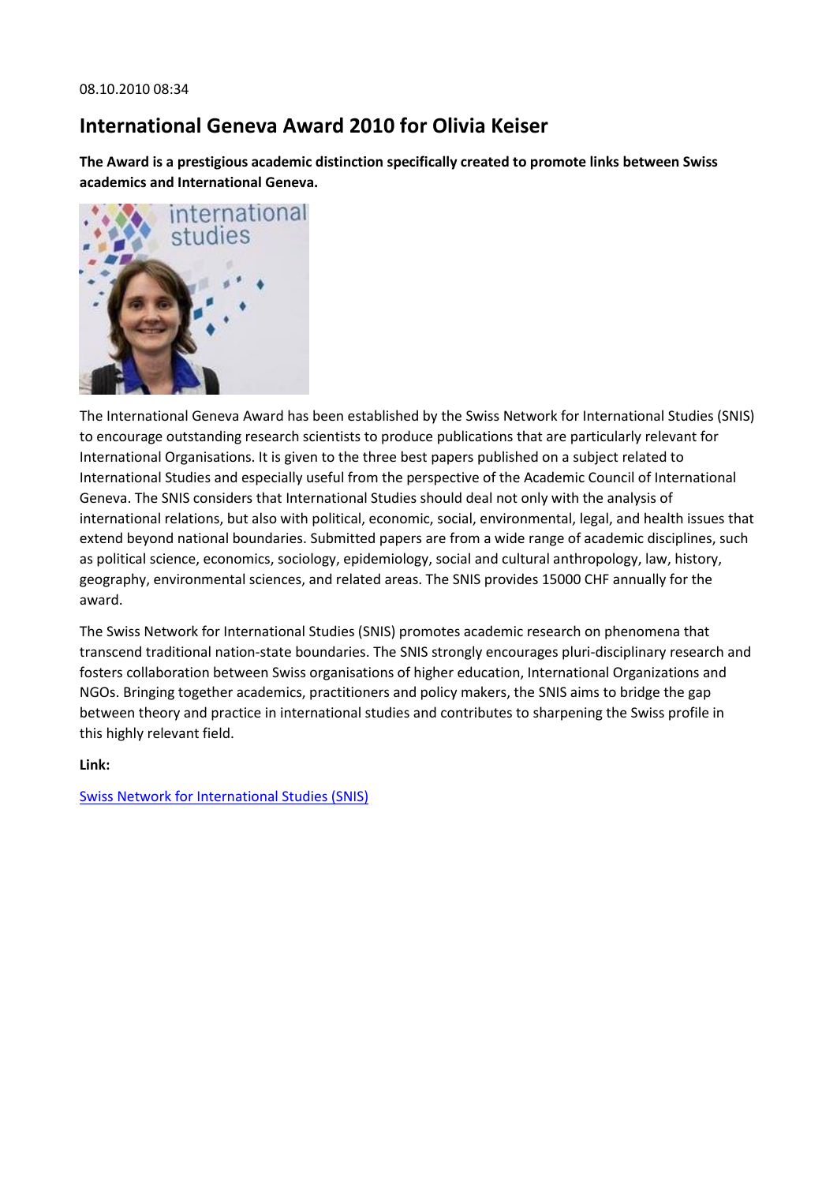08.10.2010 08:34

# International Geneva Award 2010 for Olivia Keiser

**The Award is a prestigious academic distinction specifically created to promote links between Swiss academics and International Geneva.**

The International Geneva Award has been established by the Swiss Network for International Studies (SNIS) to encourage outstanding research scientists to produce publications that are particularly relevant for International Organisations. It is given to the three best papers published on a subject related to International Studies and especially useful from the perspective of the Academic Council of International Geneva. The SNIS considers that International Studies should deal not only with the analysis of international relations, but also with political, economic, social, environmental, legal, and health issues that extend beyond national boundaries. Submitted papers are from a wide range of academic disciplines, such as political science, economics, sociology, epidemiology, social and cultural anthropology, law, history, geography, environmental sciences, and related areas. The SNIS provides 15000 CHF annually for the award.

The Swiss Network for International Studies (SNIS) promotes academic research on phenomena that transcend traditional nation-state boundaries. The SNIS strongly encourages pluri-disciplinary research and fosters collaboration between Swiss organisations of higher education, International Organizations and NGOs. Bringing together academics, practitioners and policy makers, the SNIS aims to bridge the gap between theory and practice in international studies and contributes to sharpening the Swiss profile in this highly relevant field.

**Link:**

Swiss Network for International Studies (SNIS)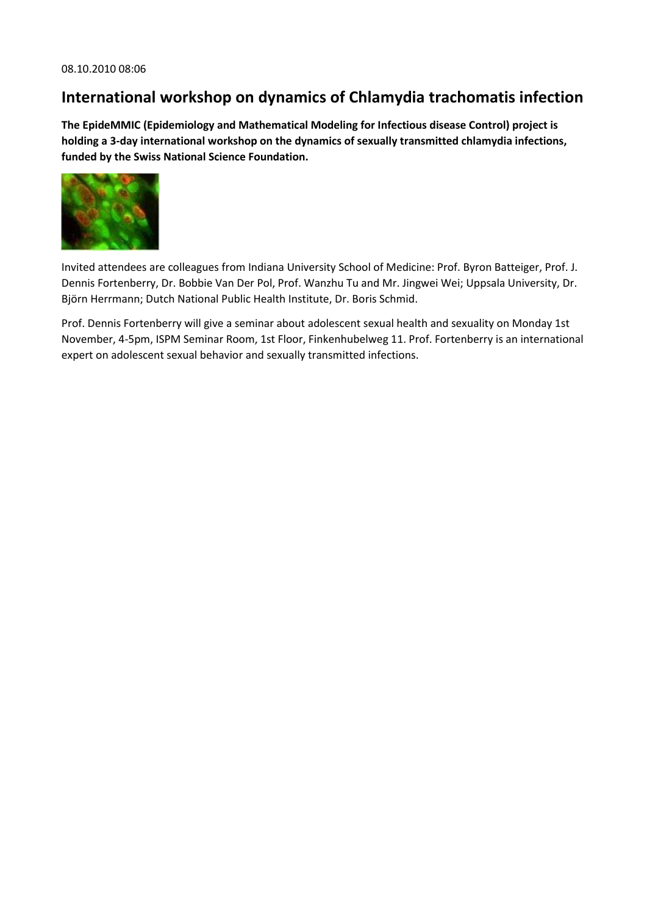08.10.2010 08:06

## International workshop on dynamics of Chlamydia trachomatis infection

**The EpideMMIC (Epidemiology and Mathematical Modeling for Infectious disease Control) project is holding a 3-day international workshop on the dynamics of sexually transmitted chlamydia infections, funded by the Swiss National Science Foundation.**

Invited attendees are colleagues from Indiana University School of Medicine: Prof. Byron Batteiger, Prof. J. Dennis Fortenberry, Dr. Bobbie Van Der Pol, Prof. Wanzhu Tu and Mr. Jingwei Wei; Uppsala University, Dr. Björn Herrmann; Dutch National Public Health Institute, Dr. Boris Schmid.

Prof. Dennis Fortenberry will give a seminar about adolescent sexual health and sexuality on Monday 1st November, 4-5pm, ISPM Seminar Room, 1st Floor, Finkenhubelweg 11. Prof. Fortenberry is an international expert on adolescent sexual behavior and sexually transmitted infections.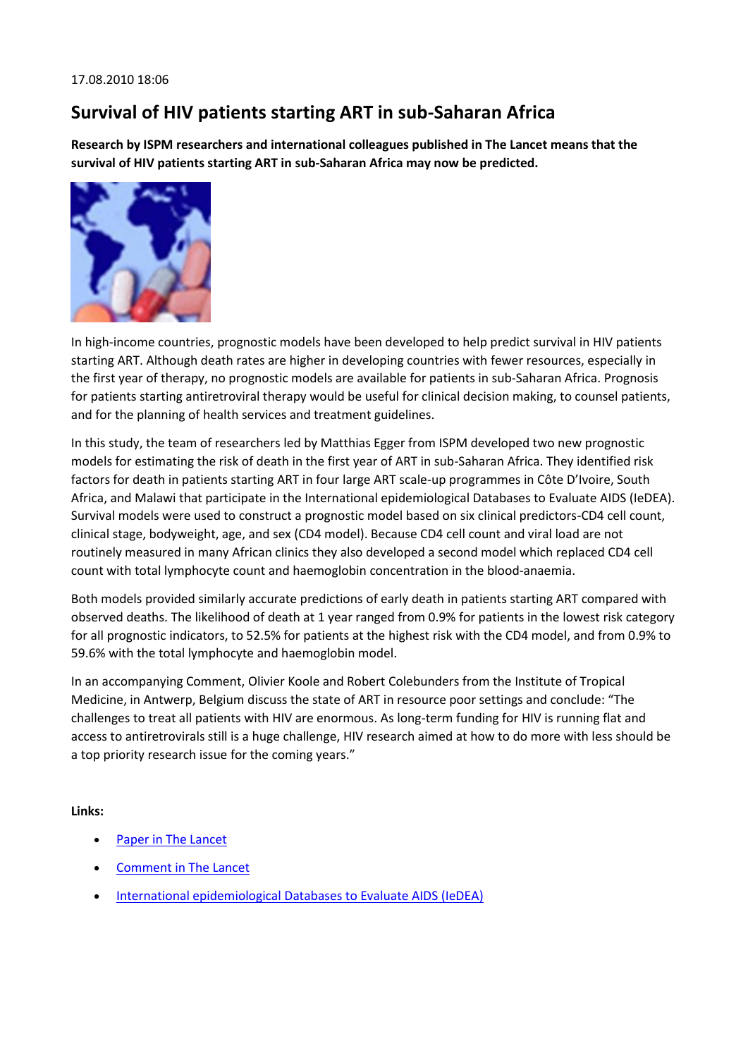17.08.2010 18:06

## Survival of HIV patients starting ART in sub-Saharan Africa

**Research by ISPM researchers and international colleagues published in The Lancet means that the survival of HIV patients starting ART in sub-Saharan Africa may now be predicted.**

In high-income countries, prognostic models have been developed to help predict survival in HIV patients starting ART. Although death rates are higher in developing countries with fewer resources, especially in the first year of therapy, no prognostic models are available for patients in sub-Saharan Africa. Prognosis for patients starting antiretroviral therapy would be useful for clinical decision making, to counsel patients, and for the planning of health services and treatment guidelines.

In this study, the team of researchers led by Matthias Egger from ISPM developed two new prognostic models for estimating the risk of death in the first year of ART in sub-Saharan Africa. They identified risk factors for death in patients starting ART in four large ART scale-up programmes in Côte D'Ivoire, South Africa, and Malawi that participate in the International epidemiological Databases to Evaluate AIDS (IeDEA). Survival models were used to construct a prognostic model based on six clinical predictors-CD4 cell count, clinical stage, bodyweight, age, and sex (CD4 model). Because CD4 cell count and viral load are not routinely measured in many African clinics they also developed a second model which replaced CD4 cell count with total lymphocyte count and haemoglobin concentration in the blood-anaemia.

Both models provided similarly accurate predictions of early death in patients starting ART compared with observed deaths. The likelihood of death at 1 year ranged from 0.9% for patients in the lowest risk category for all prognostic indicators, to 52.5% for patients at the highest risk with the CD4 model, and from 0.9% to 59.6% with the total lymphocyte and haemoglobin model.

In an accompanying Comment, Olivier Koole and Robert Colebunders from the Institute of Tropical Medicine, in Antwerp, Belgium discuss the state of ART in resource poor settings and conclude: "The challenges to treat all patients with HIV are enormous. As long-term funding for HIV is running flat and access to antiretrovirals still is a huge challenge, HIV research aimed at how to do more with less should be a top priority research issue for the coming years."

**Links:**

- Paper in The Lancet
- Comment in The Lancet
- International epidemiological Databases to Evaluate AIDS (IeDEA)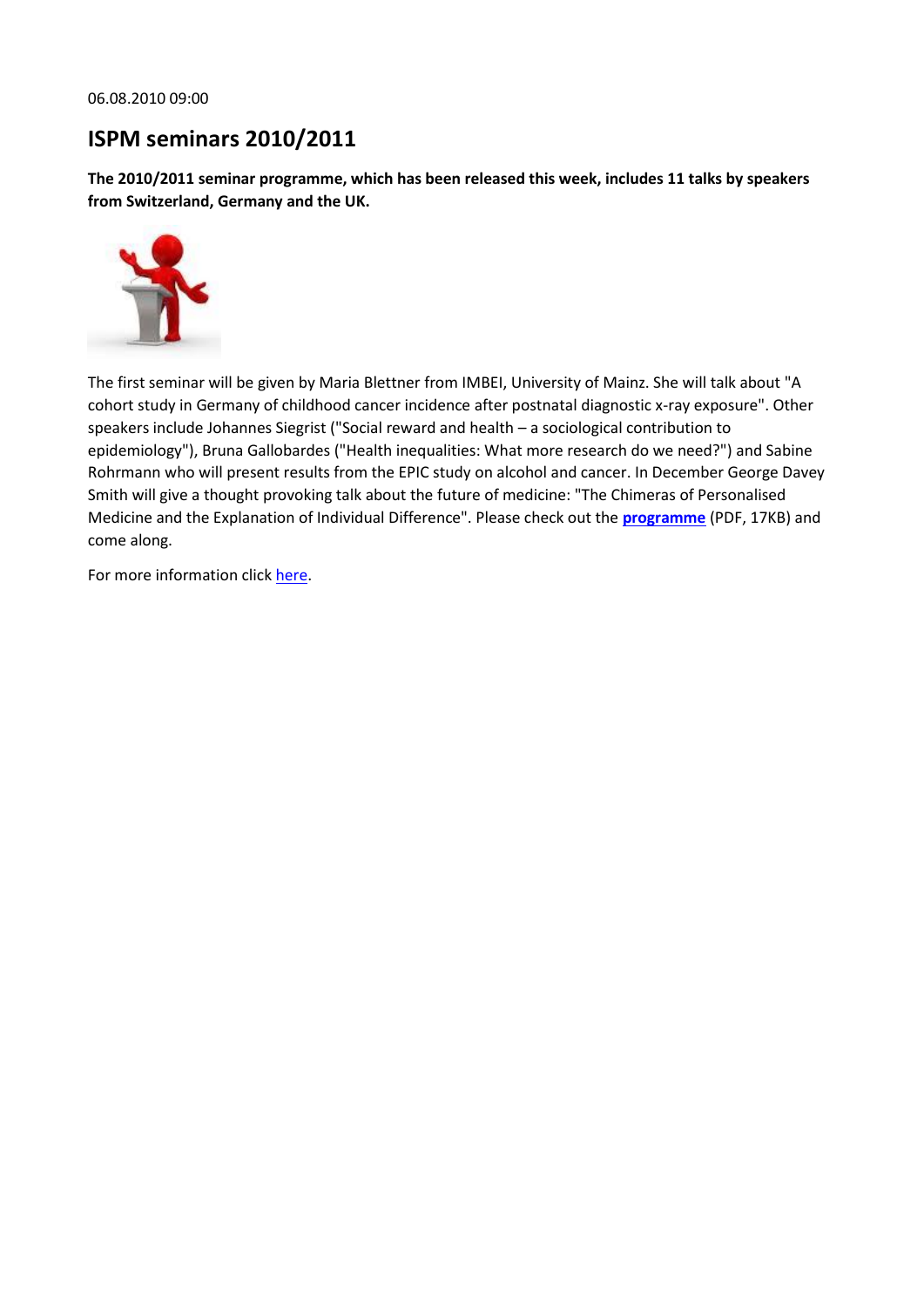06.08.2010 09:00

## ISPM seminars 2010/2011

**The 2010/2011 seminar programme, which has been released this week, includes 11 talks by speakers from Switzerland, Germany and the UK.**

The first seminar will be given by Maria Blettner from IMBEI, University of Mainz. She will talk about "A cohort study in Germany of childhood cancer incidence after postnatal diagnostic x-ray exposure". Other speakers include Johannes Siegrist ("Social reward and health – a sociological contribution to epidemiology"), Bruna Gallobardes ("Health inequalities: What more research do we need?") and Sabine Rohrmann who will present results from the EPIC study on alcohol and cancer. In December George Davey Smith will give a thought provoking talk about the future of medicine: "The Chimeras of Personalised Medicine and the Explanation of Individual Difference". Please check out the **programme** (PDF, 17KB) and come along.

For more information click here.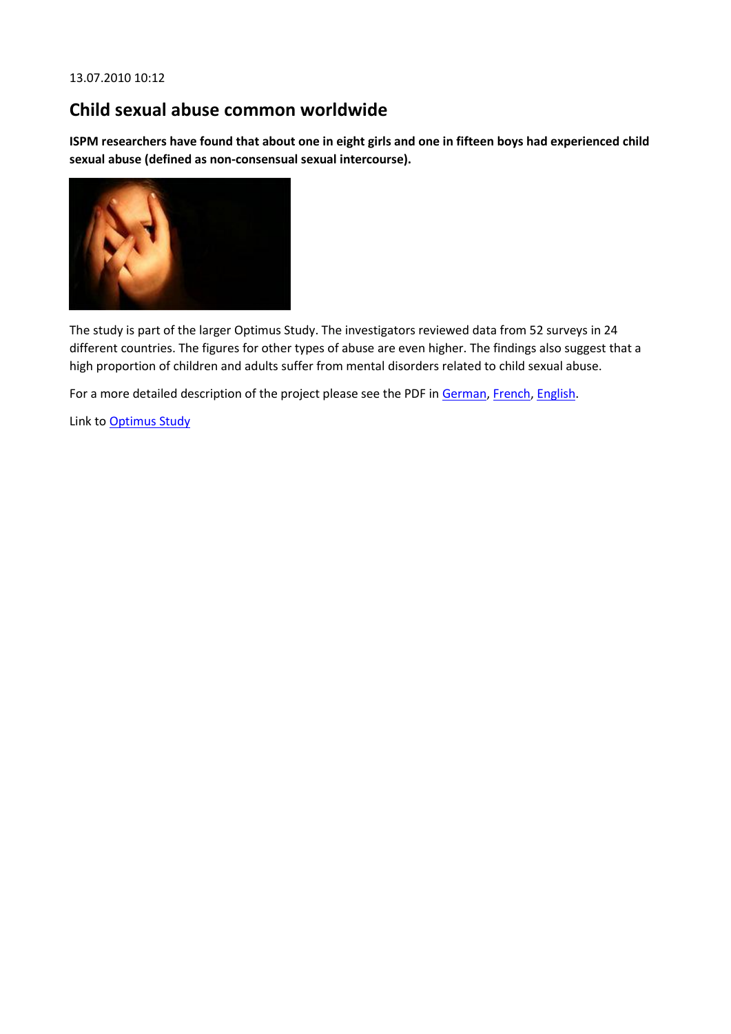13.07.2010 10:12

## Child sexual abuse common worldwide

**ISPM researchers have found that about one in eight girls and one in fifteen boys had experienced child sexual abuse (defined as non-consensual sexual intercourse).**

The study is part of the larger Optimus Study. The investigators reviewed data from 52 surveys in 24 different countries. The figures for other types of abuse are even higher. The findings also suggest that a high proportion of children and adults suffer from mental disorders related to child sexual abuse.

For a more detailed description of the project please see the PDF in German, French, English.

Link to Optimus Study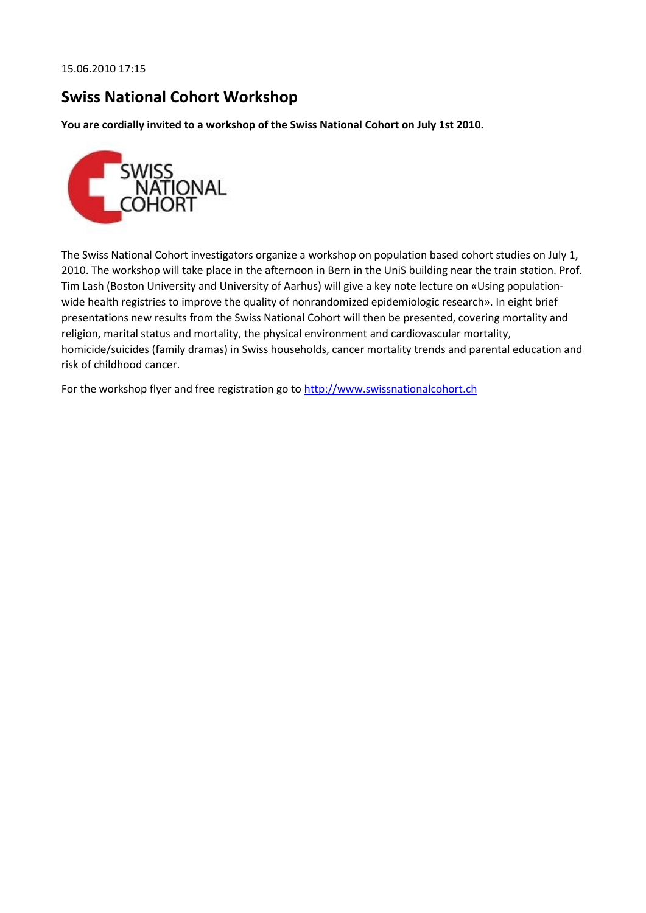15.06.2010 17:15

## Swiss National Cohort Workshop

**You are cordially invited to a workshop of the Swiss National Cohort on July 1st 2010.**

The Swiss National Cohort investigators organize a workshop on population based cohort studies on July 1, 2010. The workshop will take place in the afternoon in Bern in the UniS building near the train station. Prof. Tim Lash (Boston University and University of Aarhus) will give a key note lecture on «Using population-wide health registries to improve the quality of nonrandomized epidemiologic research». In eight brief presentations new results from the Swiss National Cohort will then be presented, covering mortality and religion, marital status and mortality, the physical environment and cardiovascular mortality, homicide/suicides (family dramas) in Swiss households, cancer mortality trends and parental education and risk of childhood cancer.

For the workshop flyer and free registration go to http://www.swissnationalcohort.ch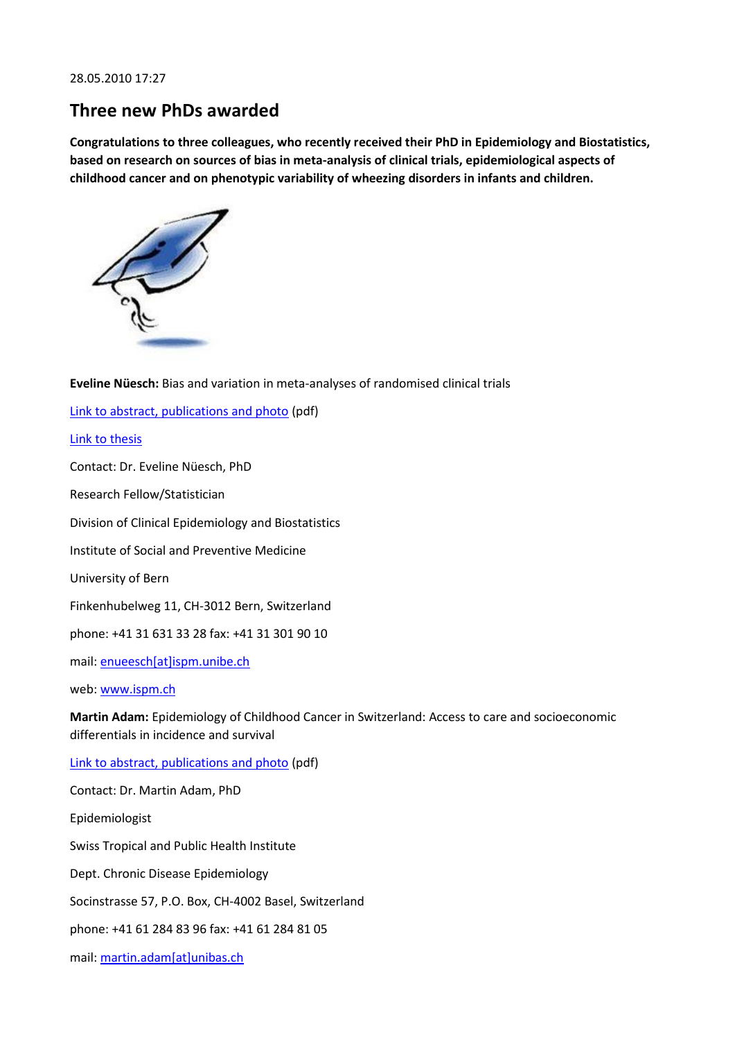28.05.2010 17:27

## Three new PhDs awarded

**Congratulations to three colleagues, who recently received their PhD in Epidemiology and Biostatistics, based on research on sources of bias in meta-analysis of clinical trials, epidemiological aspects of childhood cancer and on phenotypic variability of wheezing disorders in infants and children.**

**Eveline Nüesch:** Bias and variation in meta-analyses of randomised clinical trials

Link to abstract, publications and photo (pdf)

Link to thesis

Contact: Dr. Eveline Nüesch, PhD

Research Fellow/Statistician

Division of Clinical Epidemiology and Biostatistics

Institute of Social and Preventive Medicine

University of Bern

Finkenhubelweg 11, CH-3012 Bern, Switzerland

phone: +41 31 631 33 28 fax: +41 31 301 90 10

mail: enueesch[at]ispm.unibe.ch

web: www.ispm.ch

**Martin Adam:** Epidemiology of Childhood Cancer in Switzerland: Access to care and socioeconomic differentials in incidence and survival

Link to abstract, publications and photo (pdf)

Contact: Dr. Martin Adam, PhD

Epidemiologist

Swiss Tropical and Public Health Institute

Dept. Chronic Disease Epidemiology

Socinstrasse 57, P.O. Box, CH-4002 Basel, Switzerland

phone: +41 61 284 83 96 fax: +41 61 284 81 05

mail: martin.adam[at]unibas.ch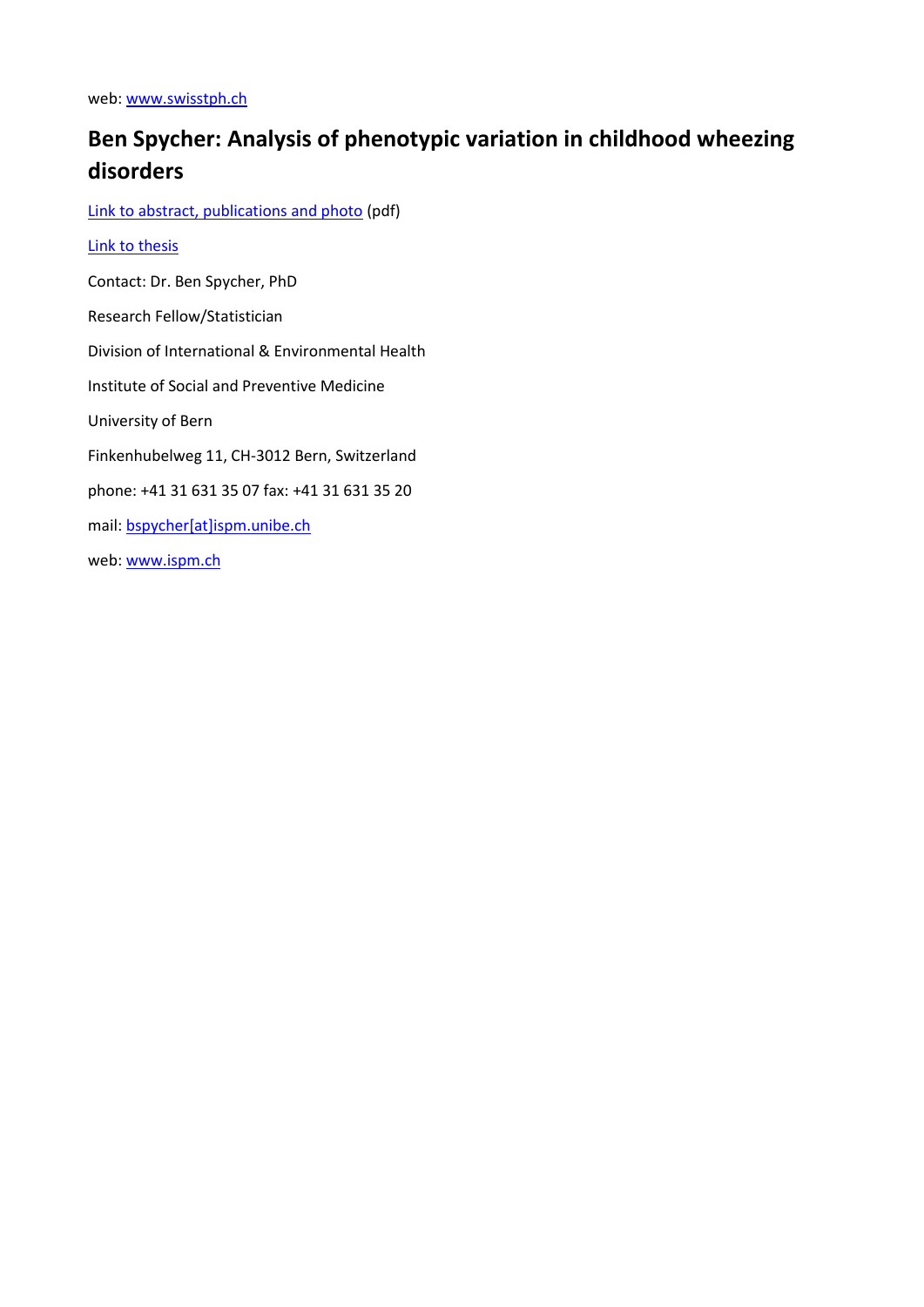web: www.swisstph.ch

## Ben Spycher: Analysis of phenotypic variation in childhood wheezing disorders

Link to abstract, publications and photo (pdf)

Link to thesis

Contact: Dr. Ben Spycher, PhD

Research Fellow/Statistician

Division of International & Environmental Health

Institute of Social and Preventive Medicine

University of Bern

Finkenhubelweg 11, CH-3012 Bern, Switzerland

phone: +41 31 631 35 07 fax: +41 31 631 35 20

mail: bspycher[at]ispm.unibe.ch

web: www.ispm.ch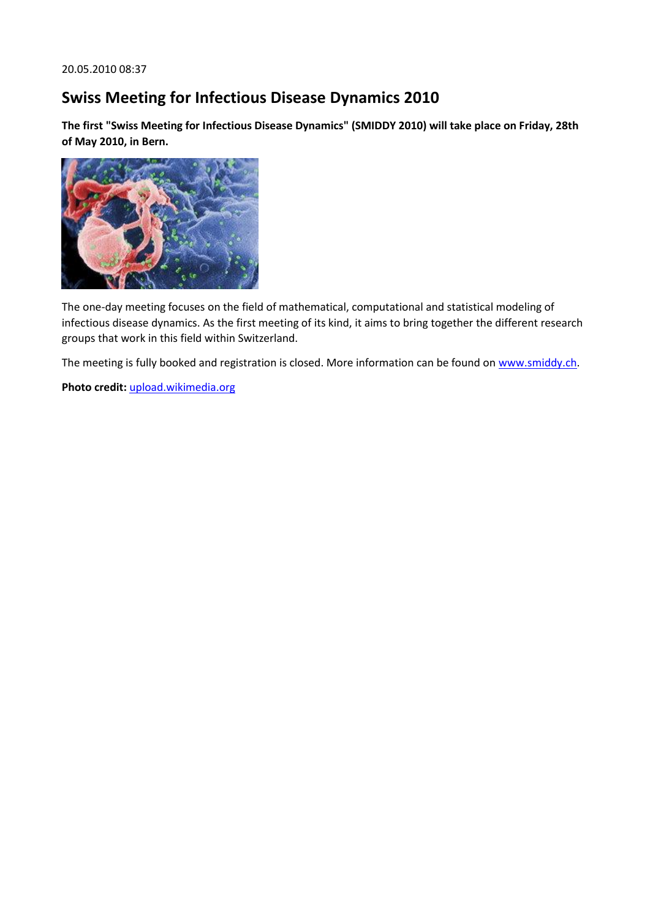20.05.2010 08:37

# Swiss Meeting for Infectious Disease Dynamics 2010

**The first "Swiss Meeting for Infectious Disease Dynamics" (SMIDDY 2010) will take place on Friday, 28th of May 2010, in Bern.**

The one-day meeting focuses on the field of mathematical, computational and statistical modeling of infectious disease dynamics. As the first meeting of its kind, it aims to bring together the different research groups that work in this field within Switzerland.

The meeting is fully booked and registration is closed. More information can be found on www.smiddy.ch.

**Photo credit:** upload.wikimedia.org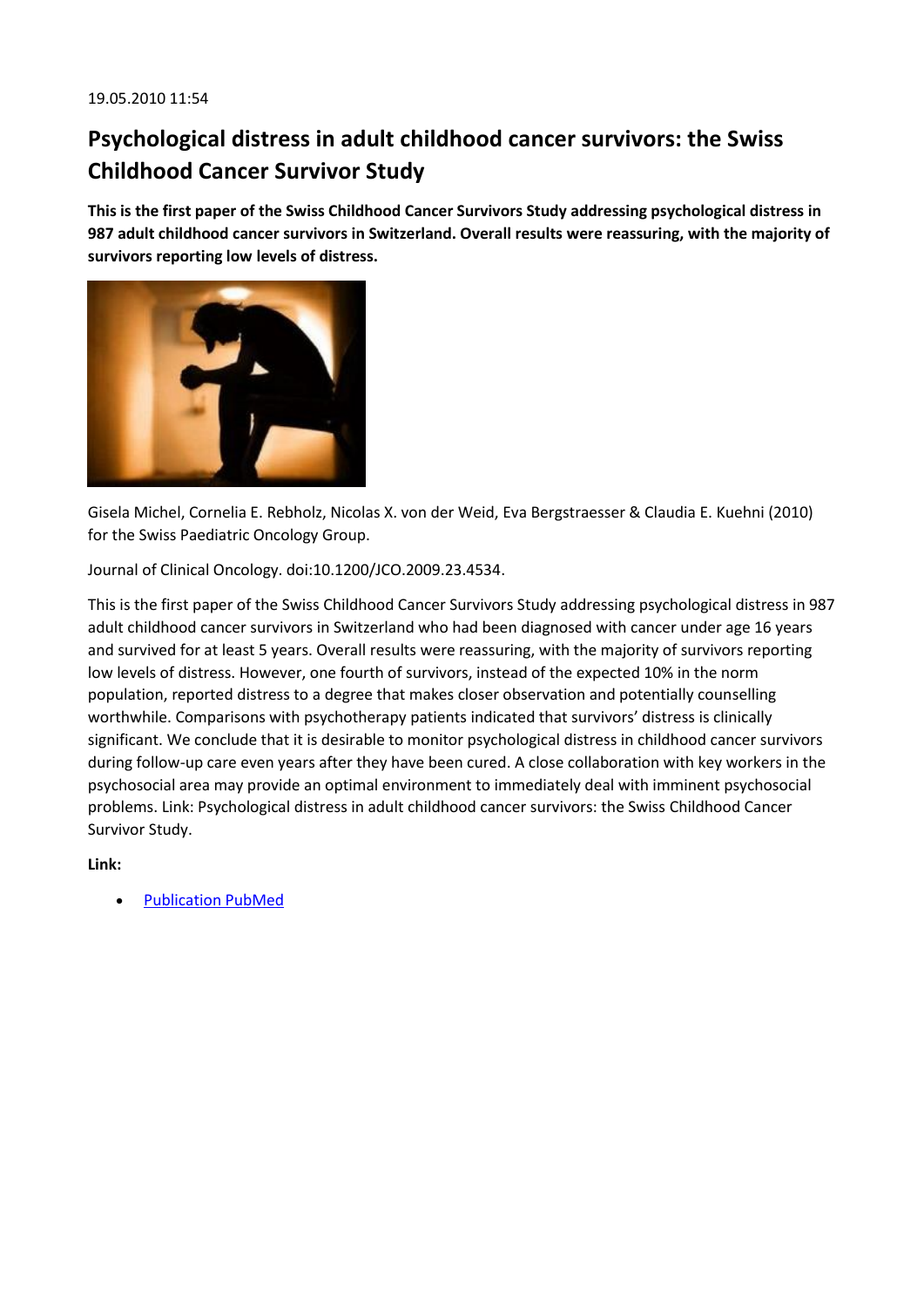19.05.2010 11:54

## Psychological distress in adult childhood cancer survivors: the Swiss Childhood Cancer Survivor Study

**This is the first paper of the Swiss Childhood Cancer Survivors Study addressing psychological distress in 987 adult childhood cancer survivors in Switzerland. Overall results were reassuring, with the majority of survivors reporting low levels of distress.**

Gisela Michel, Cornelia E. Rebholz, Nicolas X. von der Weid, Eva Bergstraesser & Claudia E. Kuehni (2010) for the Swiss Paediatric Oncology Group.

Journal of Clinical Oncology. doi:10.1200/JCO.2009.23.4534.

This is the first paper of the Swiss Childhood Cancer Survivors Study addressing psychological distress in 987 adult childhood cancer survivors in Switzerland who had been diagnosed with cancer under age 16 years and survived for at least 5 years. Overall results were reassuring, with the majority of survivors reporting low levels of distress. However, one fourth of survivors, instead of the expected 10% in the norm population, reported distress to a degree that makes closer observation and potentially counselling worthwhile. Comparisons with psychotherapy patients indicated that survivors' distress is clinically significant. We conclude that it is desirable to monitor psychological distress in childhood cancer survivors during follow-up care even years after they have been cured. A close collaboration with key workers in the psychosocial area may provide an optimal environment to immediately deal with imminent psychosocial problems. Link: Psychological distress in adult childhood cancer survivors: the Swiss Childhood Cancer Survivor Study.

**Link:**

- Publication PubMed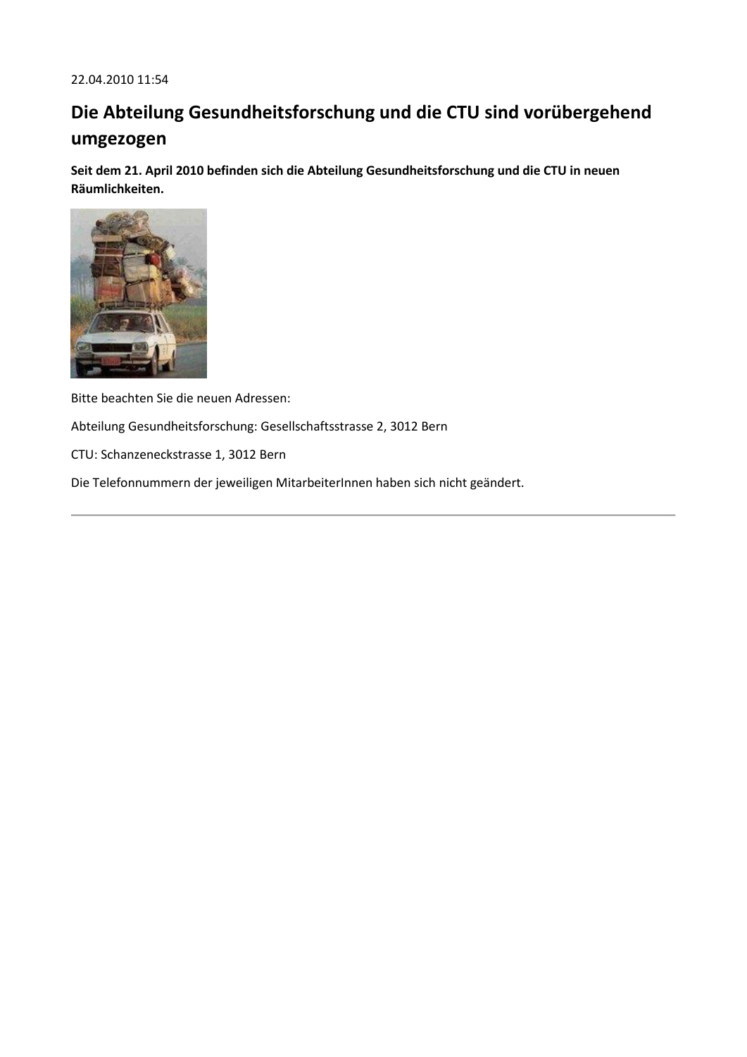22.04.2010 11:54

## Die Abteilung Gesundheitsforschung und die CTU sind vorübergehend umgezogen

**Seit dem 21. April 2010 befinden sich die Abteilung Gesundheitsforschung und die CTU in neuen Räumlichkeiten.**

Bitte beachten Sie die neuen Adressen:

Abteilung Gesundheitsforschung: Gesellschaftsstrasse 2, 3012 Bern

CTU: Schanzeneckstrasse 1, 3012 Bern

Die Telefonnummern der jeweiligen MitarbeiterInnen haben sich nicht geändert.

---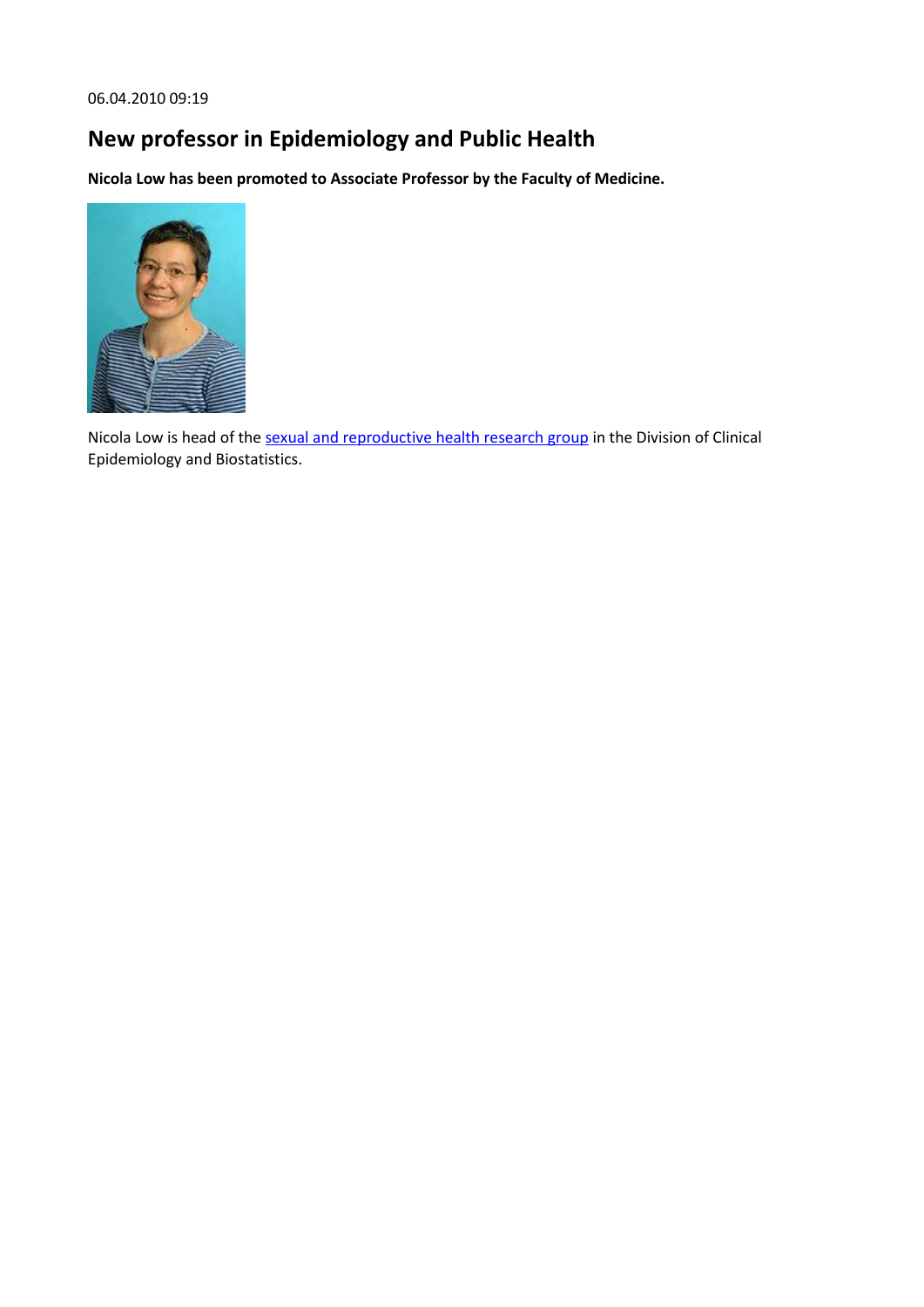06.04.2010 09:19

# New professor in Epidemiology and Public Health

**Nicola Low has been promoted to Associate Professor by the Faculty of Medicine.**

Nicola Low is head of the sexual and reproductive health research group in the Division of Clinical Epidemiology and Biostatistics.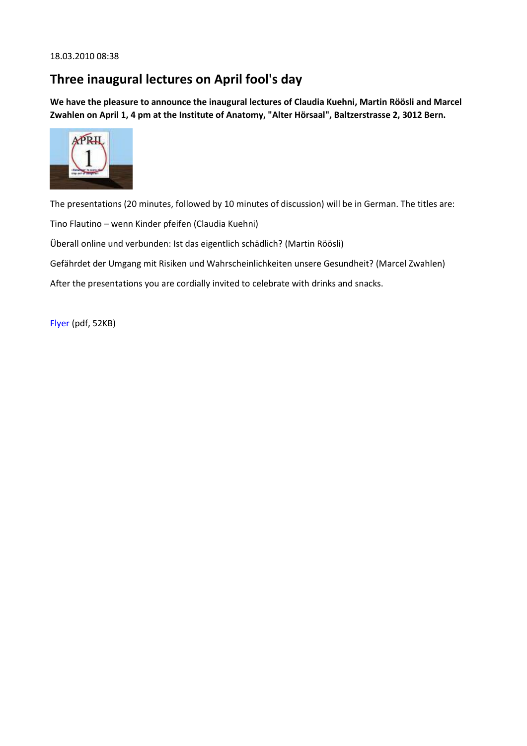18.03.2010 08:38

## Three inaugural lectures on April fool's day

**We have the pleasure to announce the inaugural lectures of Claudia Kuehni, Martin Röösli and Marcel Zwahlen on April 1, 4 pm at the Institute of Anatomy, "Alter Hörsaal", Baltzerstrasse 2, 3012 Bern.**

The presentations (20 minutes, followed by 10 minutes of discussion) will be in German. The titles are:

Tino Flautino – wenn Kinder pfeifen (Claudia Kuehni)

Überall online und verbunden: Ist das eigentlich schädlich? (Martin Röösli)

Gefährdet der Umgang mit Risiken und Wahrscheinlichkeiten unsere Gesundheit? (Marcel Zwahlen)

After the presentations you are cordially invited to celebrate with drinks and snacks.

Flyer (pdf, 52KB)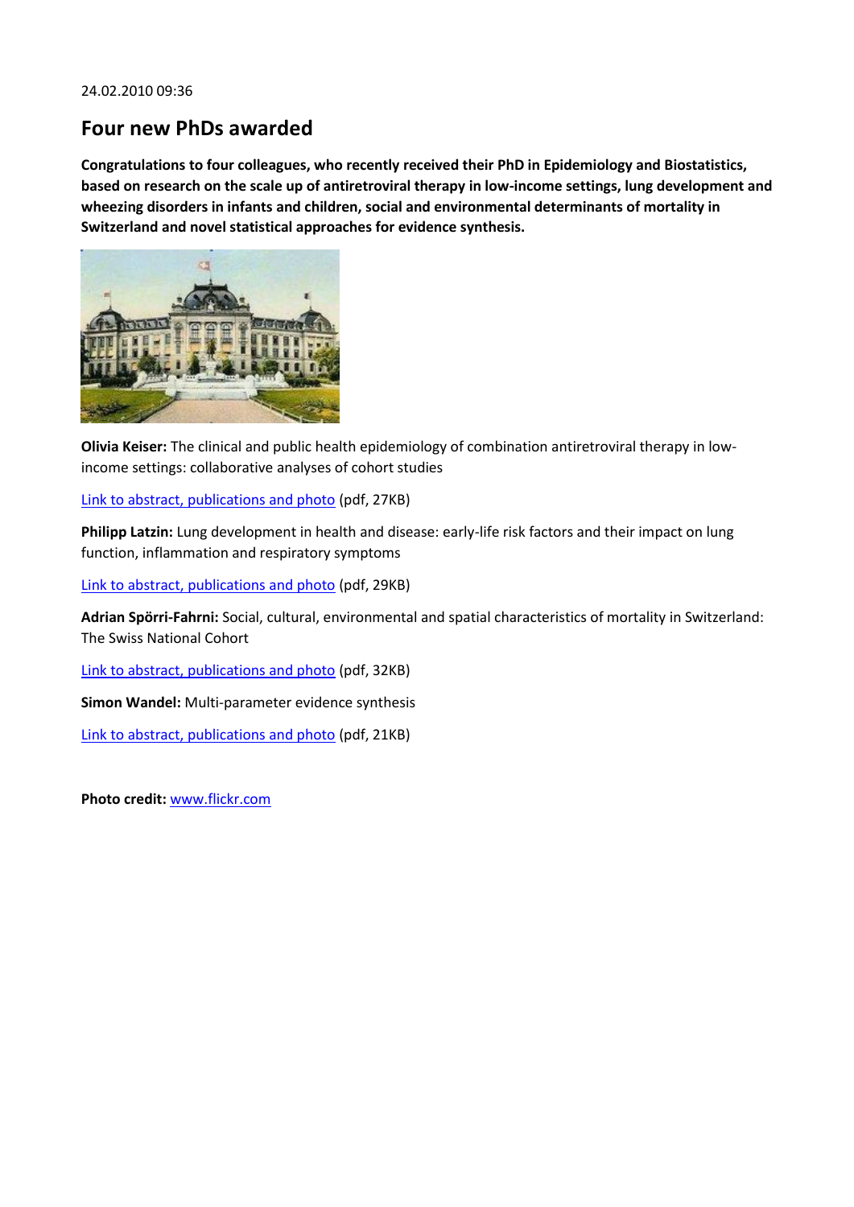24.02.2010 09:36

# Four new PhDs awarded

**Congratulations to four colleagues, who recently received their PhD in Epidemiology and Biostatistics, based on research on the scale up of antiretroviral therapy in low-income settings, lung development and wheezing disorders in infants and children, social and environmental determinants of mortality in Switzerland and novel statistical approaches for evidence synthesis.**

**Olivia Keiser:** The clinical and public health epidemiology of combination antiretroviral therapy in low-income settings: collaborative analyses of cohort studies

Link to abstract, publications and photo (pdf, 27KB)

**Philipp Latzin:** Lung development in health and disease: early-life risk factors and their impact on lung function, inflammation and respiratory symptoms

Link to abstract, publications and photo (pdf, 29KB)

**Adrian Spörri-Fahrni:** Social, cultural, environmental and spatial characteristics of mortality in Switzerland: The Swiss National Cohort

Link to abstract, publications and photo (pdf, 32KB)

**Simon Wandel:** Multi-parameter evidence synthesis

Link to abstract, publications and photo (pdf, 21KB)

**Photo credit:** www.flickr.com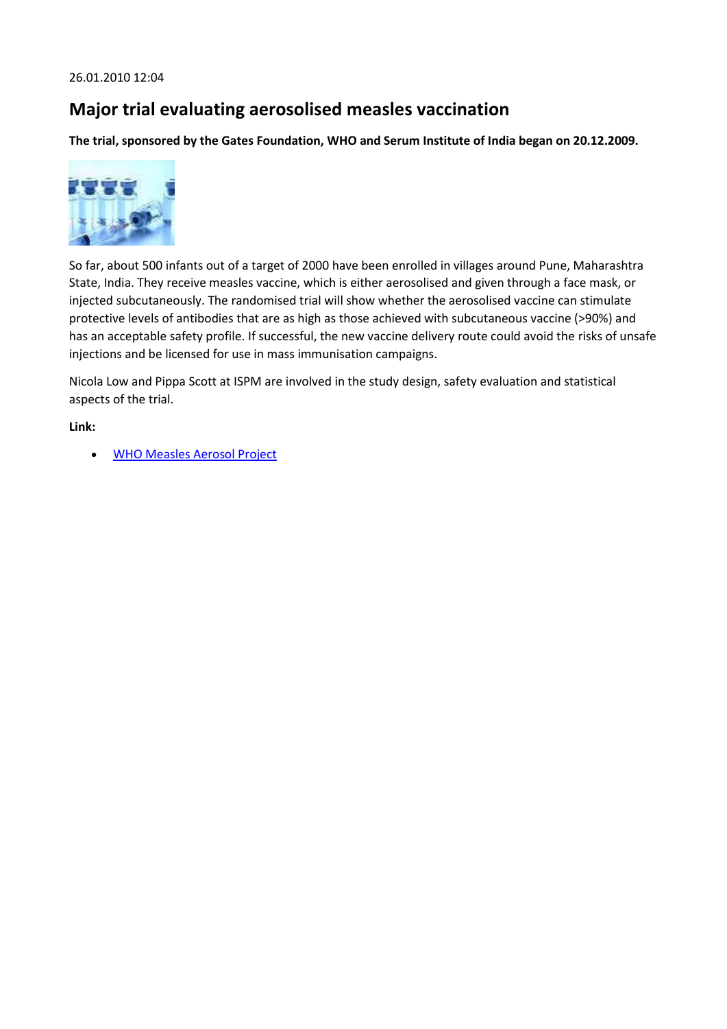26.01.2010 12:04

## Major trial evaluating aerosolised measles vaccination

**The trial, sponsored by the Gates Foundation, WHO and Serum Institute of India began on 20.12.2009.**

So far, about 500 infants out of a target of 2000 have been enrolled in villages around Pune, Maharashtra State, India. They receive measles vaccine, which is either aerosolised and given through a face mask, or injected subcutaneously. The randomised trial will show whether the aerosolised vaccine can stimulate protective levels of antibodies that are as high as those achieved with subcutaneous vaccine (>90%) and has an acceptable safety profile. If successful, the new vaccine delivery route could avoid the risks of unsafe injections and be licensed for use in mass immunisation campaigns.

Nicola Low and Pippa Scott at ISPM are involved in the study design, safety evaluation and statistical aspects of the trial.

**Link:**

- WHO Measles Aerosol Project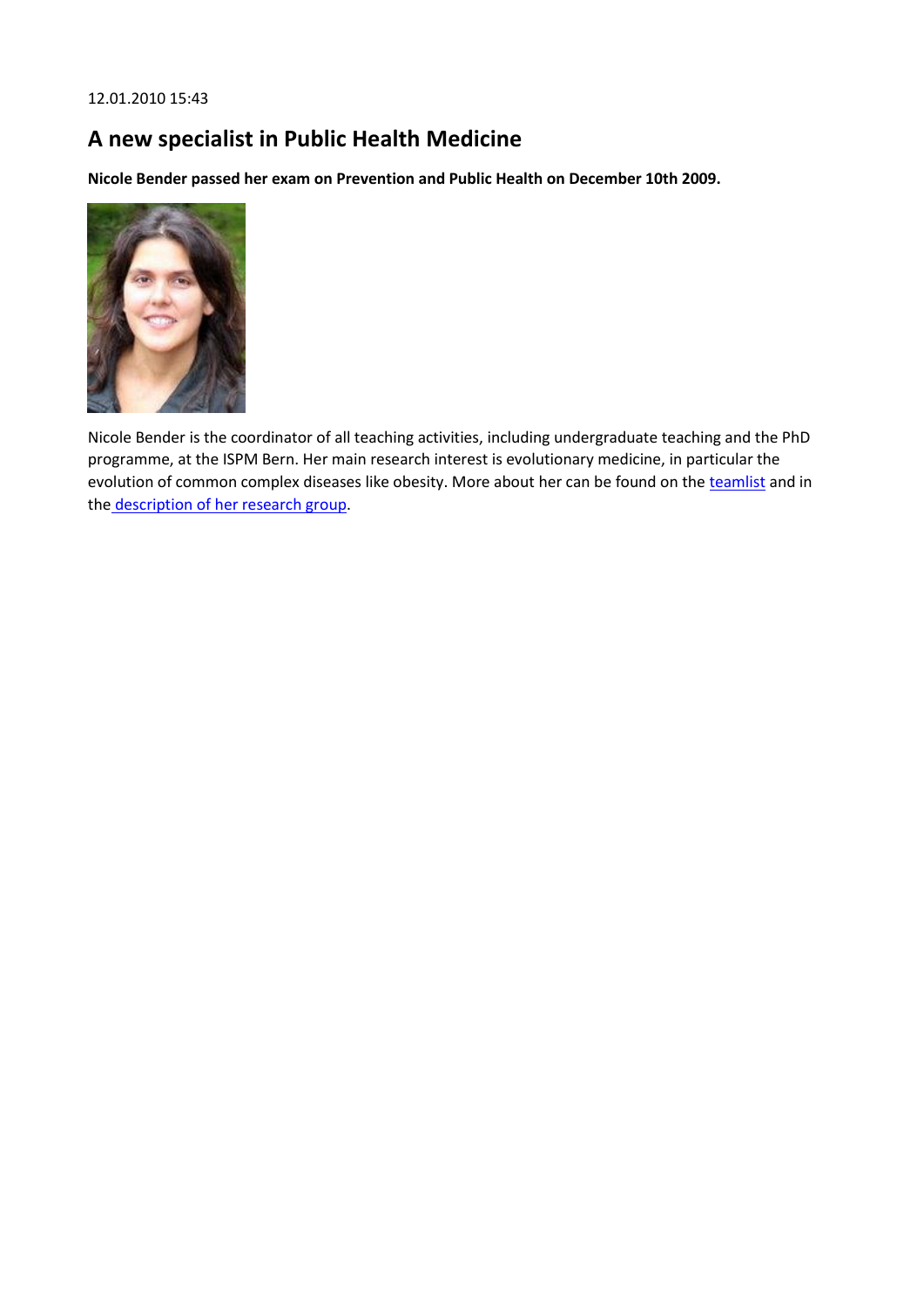12.01.2010 15:43

# A new specialist in Public Health Medicine

**Nicole Bender passed her exam on Prevention and Public Health on December 10th 2009.**

Nicole Bender is the coordinator of all teaching activities, including undergraduate teaching and the PhD programme, at the ISPM Bern. Her main research interest is evolutionary medicine, in particular the evolution of common complex diseases like obesity. More about her can be found on the teamlist and in the description of her research group.